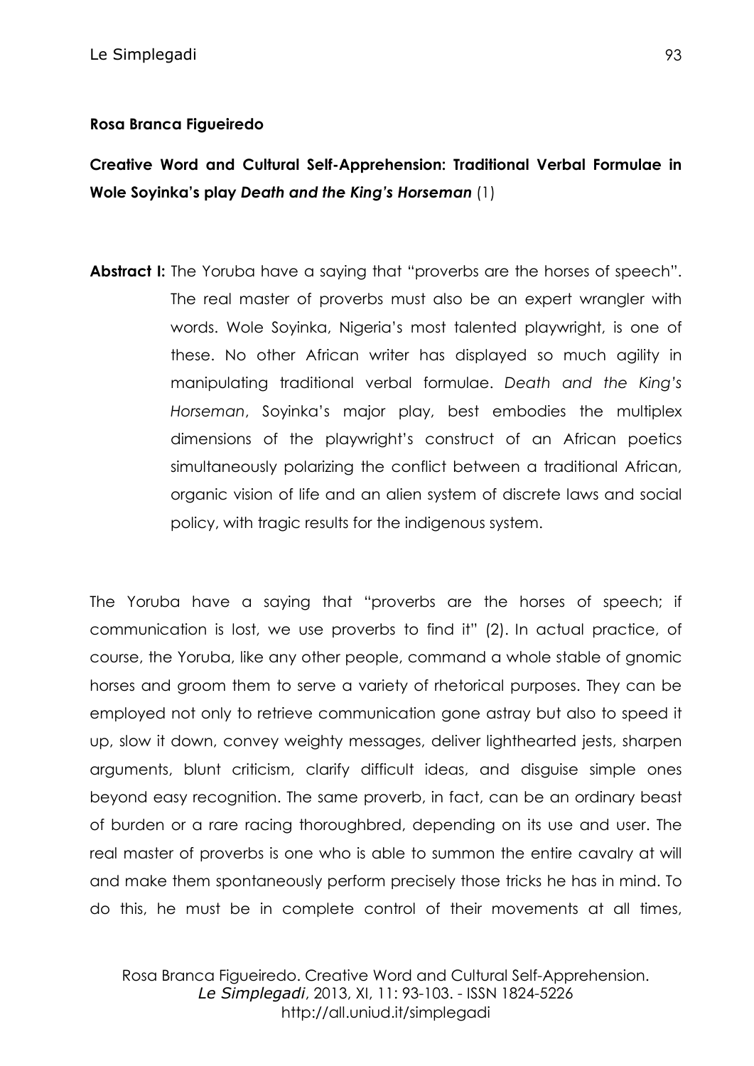**Rosa Branca Figueiredo**

**Creative Word and Cultural Self-Apprehension: Traditional Verbal Formulae in Wole Soyinka's play *Death and the King's Horseman*** (1)

**Abstract I:** The Yoruba have a saying that "proverbs are the horses of speech". The real master of proverbs must also be an expert wrangler with words. Wole Soyinka, Nigeria's most talented playwright, is one of these. No other African writer has displayed so much agility in manipulating traditional verbal formulae. *Death and the King's Horseman*, Soyinka's major play, best embodies the multiplex dimensions of the playwright's construct of an African poetics simultaneously polarizing the conflict between a traditional African, organic vision of life and an alien system of discrete laws and social policy, with tragic results for the indigenous system.

The Yoruba have a saying that "proverbs are the horses of speech; if communication is lost, we use proverbs to find it" (2). In actual practice, of course, the Yoruba, like any other people, command a whole stable of gnomic horses and groom them to serve a variety of rhetorical purposes. They can be employed not only to retrieve communication gone astray but also to speed it up, slow it down, convey weighty messages, deliver lighthearted jests, sharpen arguments, blunt criticism, clarify difficult ideas, and disguise simple ones beyond easy recognition. The same proverb, in fact, can be an ordinary beast of burden or a rare racing thoroughbred, depending on its use and user. The real master of proverbs is one who is able to summon the entire cavalry at will and make them spontaneously perform precisely those tricks he has in mind. To do this, he must be in complete control of their movements at all times,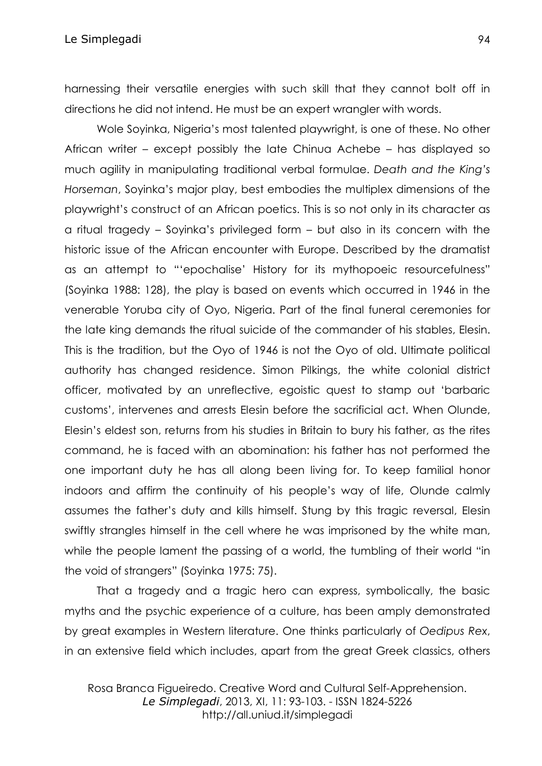harnessing their versatile energies with such skill that they cannot bolt off in directions he did not intend. He must be an expert wrangler with words.

Wole Soyinka, Nigeria's most talented playwright, is one of these. No other African writer – except possibly the late Chinua Achebe – has displayed so much agility in manipulating traditional verbal formulae. *Death and the King's Horseman*, Soyinka's major play, best embodies the multiplex dimensions of the playwright's construct of an African poetics. This is so not only in its character as a ritual tragedy – Soyinka's privileged form – but also in its concern with the historic issue of the African encounter with Europe. Described by the dramatist as an attempt to "'epochalise' History for its mythopoeic resourcefulness" (Soyinka 1988: 128), the play is based on events which occurred in 1946 in the venerable Yoruba city of Oyo, Nigeria. Part of the final funeral ceremonies for the late king demands the ritual suicide of the commander of his stables, Elesin. This is the tradition, but the Oyo of 1946 is not the Oyo of old. Ultimate political authority has changed residence. Simon Pilkings, the white colonial district officer, motivated by an unreflective, egoistic quest to stamp out 'barbaric customs', intervenes and arrests Elesin before the sacrificial act. When Olunde, Elesin's eldest son, returns from his studies in Britain to bury his father, as the rites command, he is faced with an abomination: his father has not performed the one important duty he has all along been living for. To keep familial honor indoors and affirm the continuity of his people's way of life, Olunde calmly assumes the father's duty and kills himself. Stung by this tragic reversal, Elesin swiftly strangles himself in the cell where he was imprisoned by the white man, while the people lament the passing of a world, the tumbling of their world "in the void of strangers" (Soyinka 1975: 75).

That a tragedy and a tragic hero can express, symbolically, the basic myths and the psychic experience of a culture, has been amply demonstrated by great examples in Western literature. One thinks particularly of *Oedipus Rex*, in an extensive field which includes, apart from the great Greek classics, others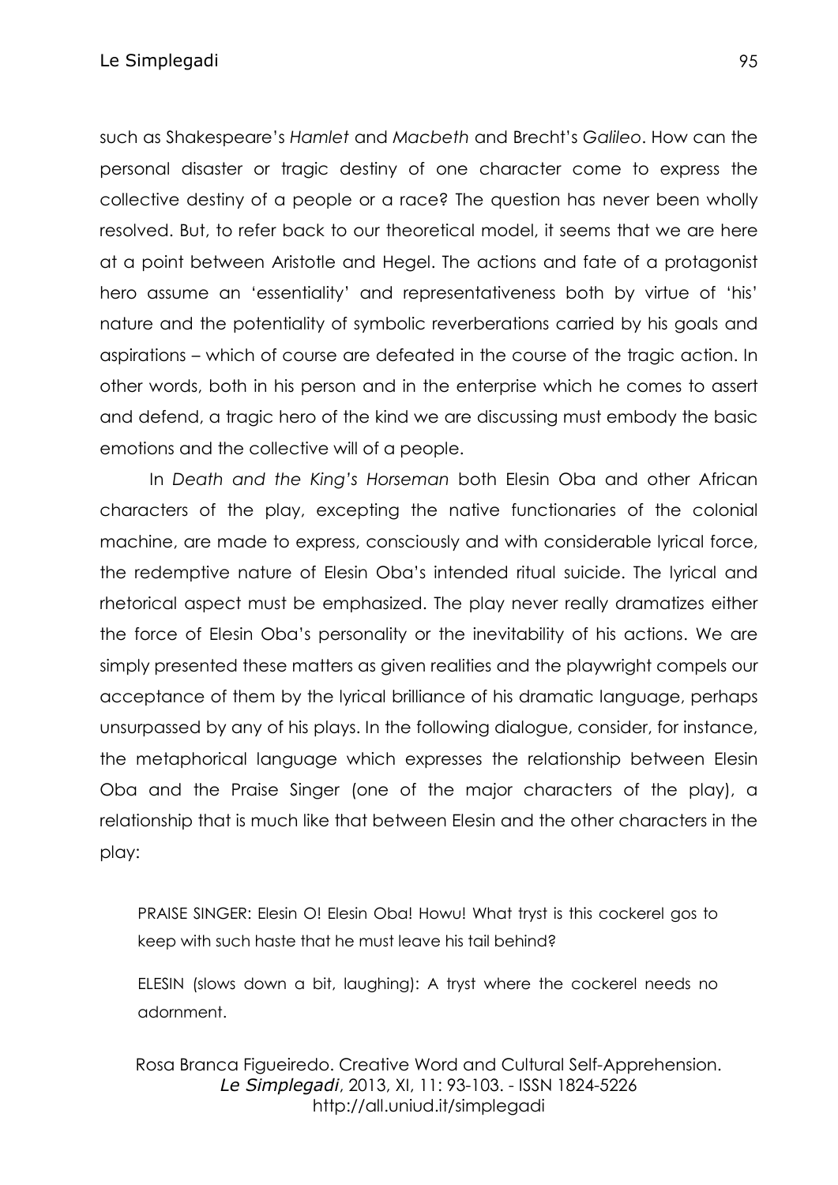such as Shakespeare's *Hamlet* and *Macbeth* and Brecht's *Galileo*. How can the personal disaster or tragic destiny of one character come to express the collective destiny of a people or a race? The question has never been wholly resolved. But, to refer back to our theoretical model, it seems that we are here at a point between Aristotle and Hegel. The actions and fate of a protagonist hero assume an 'essentiality' and representativeness both by virtue of 'his' nature and the potentiality of symbolic reverberations carried by his goals and aspirations – which of course are defeated in the course of the tragic action. In other words, both in his person and in the enterprise which he comes to assert and defend, a tragic hero of the kind we are discussing must embody the basic emotions and the collective will of a people.

In *Death and the King's Horseman* both Elesin Oba and other African characters of the play, excepting the native functionaries of the colonial machine, are made to express, consciously and with considerable lyrical force, the redemptive nature of Elesin Oba's intended ritual suicide. The lyrical and rhetorical aspect must be emphasized. The play never really dramatizes either the force of Elesin Oba's personality or the inevitability of his actions. We are simply presented these matters as given realities and the playwright compels our acceptance of them by the lyrical brilliance of his dramatic language, perhaps unsurpassed by any of his plays. In the following dialogue, consider, for instance, the metaphorical language which expresses the relationship between Elesin Oba and the Praise Singer (one of the major characters of the play), a relationship that is much like that between Elesin and the other characters in the play:

> PRAISE SINGER: Elesin O! Elesin Oba! Howu! What tryst is this cockerel gos to keep with such haste that he must leave his tail behind?
>
> ELESIN (slows down a bit, laughing): A tryst where the cockerel needs no adornment.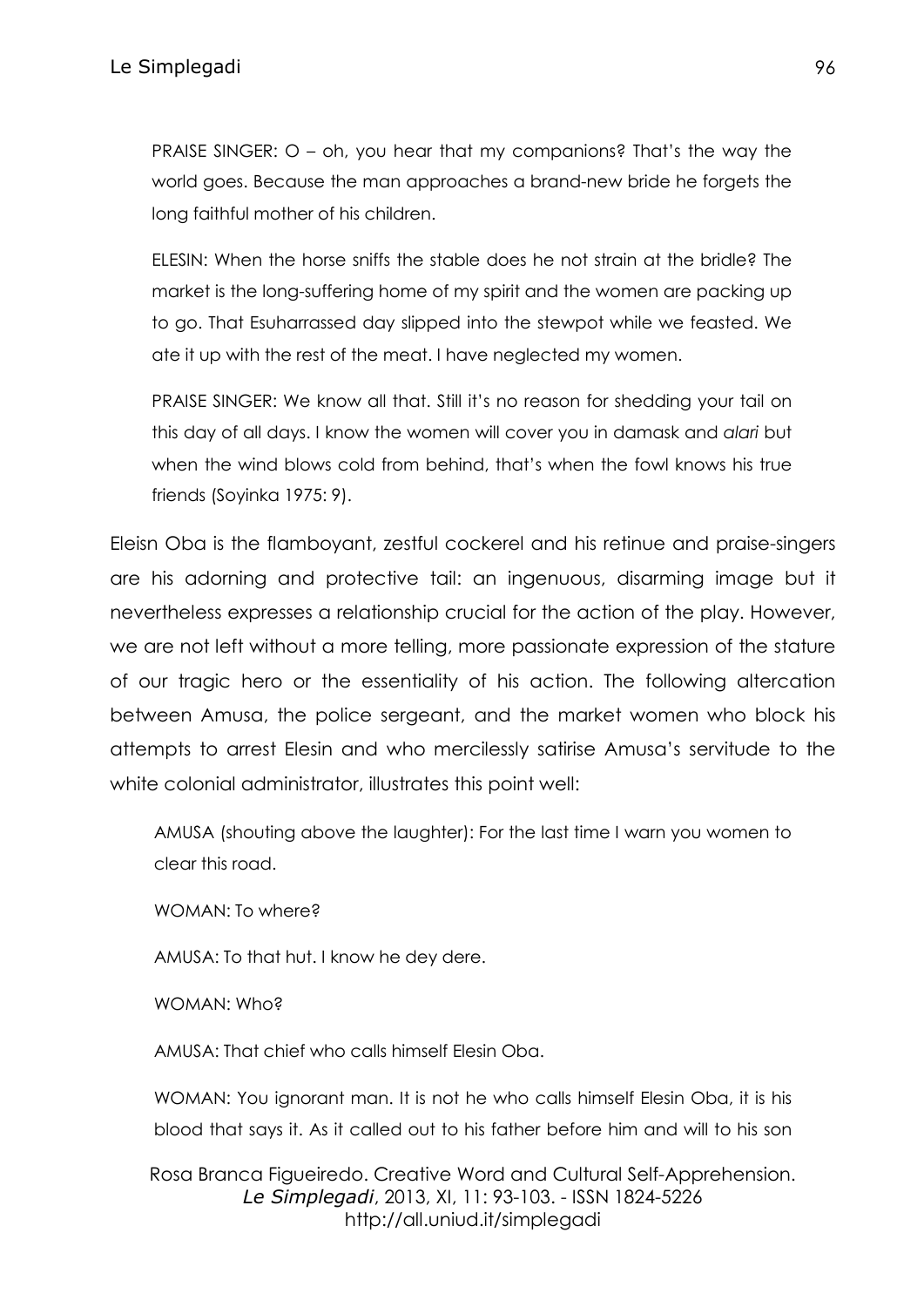PRAISE SINGER: O – oh, you hear that my companions? That's the way the world goes. Because the man approaches a brand-new bride he forgets the long faithful mother of his children.

ELESIN: When the horse sniffs the stable does he not strain at the bridle? The market is the long-suffering home of my spirit and the women are packing up to go. That Esuharrassed day slipped into the stewpot while we feasted. We ate it up with the rest of the meat. I have neglected my women.

PRAISE SINGER: We know all that. Still it's no reason for shedding your tail on this day of all days. I know the women will cover you in damask and *alari* but when the wind blows cold from behind, that's when the fowl knows his true friends (Soyinka 1975: 9).

Eleisn Oba is the flamboyant, zestful cockerel and his retinue and praise-singers are his adorning and protective tail: an ingenuous, disarming image but it nevertheless expresses a relationship crucial for the action of the play. However, we are not left without a more telling, more passionate expression of the stature of our tragic hero or the essentiality of his action. The following altercation between Amusa, the police sergeant, and the market women who block his attempts to arrest Elesin and who mercilessly satirise Amusa's servitude to the white colonial administrator, illustrates this point well:

AMUSA (shouting above the laughter): For the last time I warn you women to clear this road.

WOMAN: To where?

AMUSA: To that hut. I know he dey dere.

WOMAN: Who?

AMUSA: That chief who calls himself Elesin Oba.

WOMAN: You ignorant man. It is not he who calls himself Elesin Oba, it is his blood that says it. As it called out to his father before him and will to his son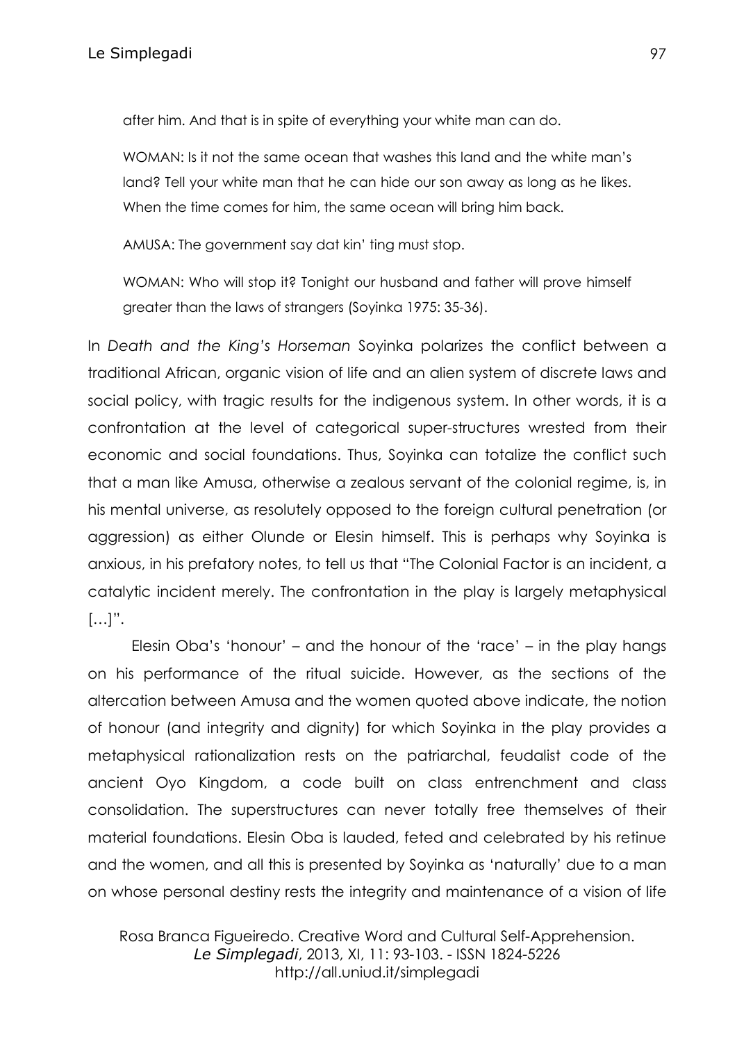after him. And that is in spite of everything your white man can do.

WOMAN: Is it not the same ocean that washes this land and the white man's land? Tell your white man that he can hide our son away as long as he likes. When the time comes for him, the same ocean will bring him back.

AMUSA: The government say dat kin' ting must stop.

WOMAN: Who will stop it? Tonight our husband and father will prove himself greater than the laws of strangers (Soyinka 1975: 35-36).

In *Death and the King's Horseman* Soyinka polarizes the conflict between a traditional African, organic vision of life and an alien system of discrete laws and social policy, with tragic results for the indigenous system. In other words, it is a confrontation at the level of categorical super-structures wrested from their economic and social foundations. Thus, Soyinka can totalize the conflict such that a man like Amusa, otherwise a zealous servant of the colonial regime, is, in his mental universe, as resolutely opposed to the foreign cultural penetration (or aggression) as either Olunde or Elesin himself. This is perhaps why Soyinka is anxious, in his prefatory notes, to tell us that "The Colonial Factor is an incident, a catalytic incident merely. The confrontation in the play is largely metaphysical […]".

Elesin Oba's 'honour' – and the honour of the 'race' – in the play hangs on his performance of the ritual suicide. However, as the sections of the altercation between Amusa and the women quoted above indicate, the notion of honour (and integrity and dignity) for which Soyinka in the play provides a metaphysical rationalization rests on the patriarchal, feudalist code of the ancient Oyo Kingdom, a code built on class entrenchment and class consolidation. The superstructures can never totally free themselves of their material foundations. Elesin Oba is lauded, feted and celebrated by his retinue and the women, and all this is presented by Soyinka as 'naturally' due to a man on whose personal destiny rests the integrity and maintenance of a vision of life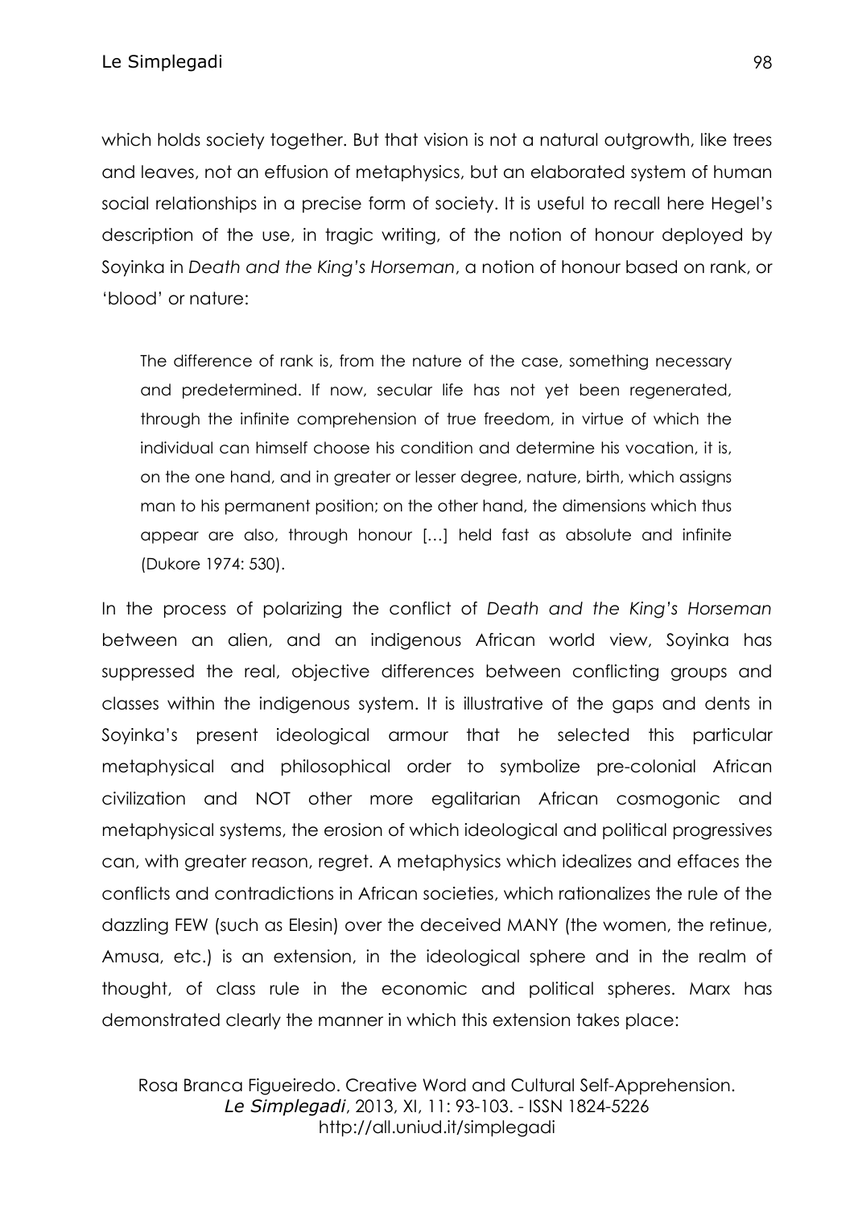which holds society together. But that vision is not a natural outgrowth, like trees and leaves, not an effusion of metaphysics, but an elaborated system of human social relationships in a precise form of society. It is useful to recall here Hegel's description of the use, in tragic writing, of the notion of honour deployed by Soyinka in *Death and the King's Horseman*, a notion of honour based on rank, or 'blood' or nature:

> The difference of rank is, from the nature of the case, something necessary and predetermined. If now, secular life has not yet been regenerated, through the infinite comprehension of true freedom, in virtue of which the individual can himself choose his condition and determine his vocation, it is, on the one hand, and in greater or lesser degree, nature, birth, which assigns man to his permanent position; on the other hand, the dimensions which thus appear are also, through honour […] held fast as absolute and infinite (Dukore 1974: 530).

In the process of polarizing the conflict of *Death and the King's Horseman* between an alien, and an indigenous African world view, Soyinka has suppressed the real, objective differences between conflicting groups and classes within the indigenous system. It is illustrative of the gaps and dents in Soyinka's present ideological armour that he selected this particular metaphysical and philosophical order to symbolize pre-colonial African civilization and NOT other more egalitarian African cosmogonic and metaphysical systems, the erosion of which ideological and political progressives can, with greater reason, regret. A metaphysics which idealizes and effaces the conflicts and contradictions in African societies, which rationalizes the rule of the dazzling FEW (such as Elesin) over the deceived MANY (the women, the retinue, Amusa, etc.) is an extension, in the ideological sphere and in the realm of thought, of class rule in the economic and political spheres. Marx has demonstrated clearly the manner in which this extension takes place: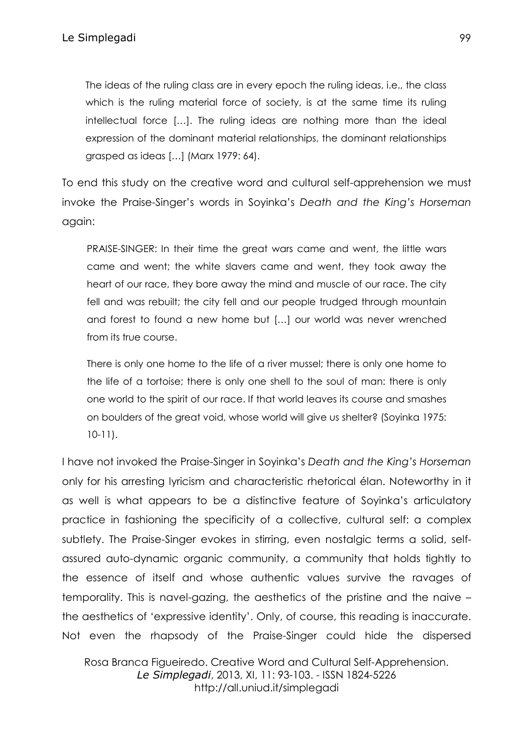> The ideas of the ruling class are in every epoch the ruling ideas, i.e., the class which is the ruling material force of society, is at the same time its ruling intellectual force […]. The ruling ideas are nothing more than the ideal expression of the dominant material relationships, the dominant relationships grasped as ideas […] (Marx 1979: 64).

To end this study on the creative word and cultural self-apprehension we must invoke the Praise-Singer's words in Soyinka's *Death and the King's Horseman* again:

> PRAISE-SINGER: In their time the great wars came and went, the little wars came and went; the white slavers came and went, they took away the heart of our race, they bore away the mind and muscle of our race. The city fell and was rebuilt; the city fell and our people trudged through mountain and forest to found a new home but […] our world was never wrenched from its true course.
>
> There is only one home to the life of a river mussel; there is only one home to the life of a tortoise; there is only one shell to the soul of man: there is only one world to the spirit of our race. If that world leaves its course and smashes on boulders of the great void, whose world will give us shelter? (Soyinka 1975: 10-11).

I have not invoked the Praise-Singer in Soyinka's *Death and the King's Horseman* only for his arresting lyricism and characteristic rhetorical élan. Noteworthy in it as well is what appears to be a distinctive feature of Soyinka's articulatory practice in fashioning the specificity of a collective, cultural self: a complex subtlety. The Praise-Singer evokes in stirring, even nostalgic terms a solid, self-assured auto-dynamic organic community, a community that holds tightly to the essence of itself and whose authentic values survive the ravages of temporality. This is navel-gazing, the aesthetics of the pristine and the naive – the aesthetics of 'expressive identity'. Only, of course, this reading is inaccurate. Not even the rhapsody of the Praise-Singer could hide the dispersed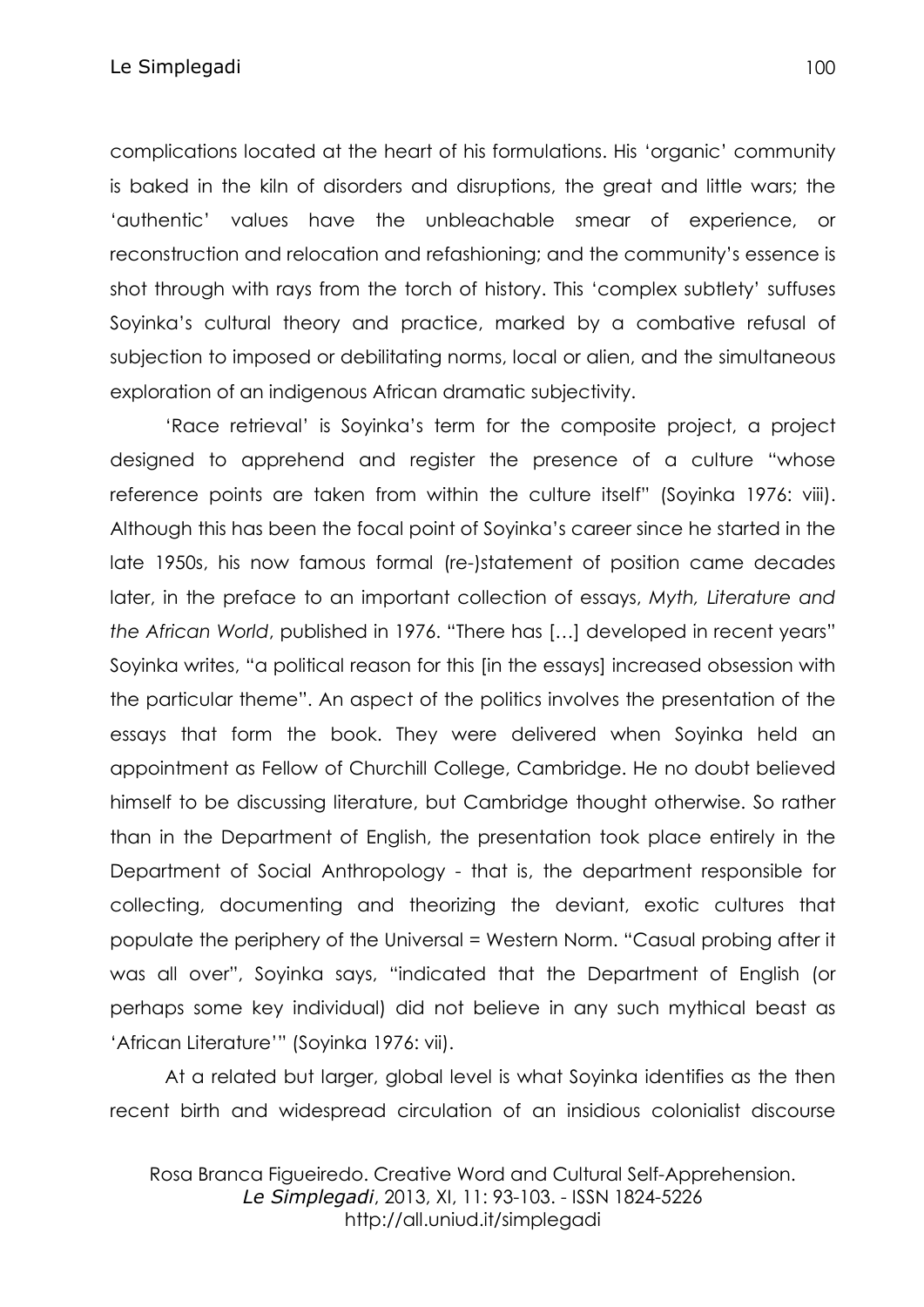complications located at the heart of his formulations. His 'organic' community is baked in the kiln of disorders and disruptions, the great and little wars; the 'authentic' values have the unbleachable smear of experience, or reconstruction and relocation and refashioning; and the community's essence is shot through with rays from the torch of history. This 'complex subtlety' suffuses Soyinka's cultural theory and practice, marked by a combative refusal of subjection to imposed or debilitating norms, local or alien, and the simultaneous exploration of an indigenous African dramatic subjectivity.

'Race retrieval' is Soyinka's term for the composite project, a project designed to apprehend and register the presence of a culture "whose reference points are taken from within the culture itself" (Soyinka 1976: viii). Although this has been the focal point of Soyinka's career since he started in the late 1950s, his now famous formal (re-)statement of position came decades later, in the preface to an important collection of essays, *Myth, Literature and the African World*, published in 1976. "There has […] developed in recent years" Soyinka writes, "a political reason for this [in the essays] increased obsession with the particular theme". An aspect of the politics involves the presentation of the essays that form the book. They were delivered when Soyinka held an appointment as Fellow of Churchill College, Cambridge. He no doubt believed himself to be discussing literature, but Cambridge thought otherwise. So rather than in the Department of English, the presentation took place entirely in the Department of Social Anthropology - that is, the department responsible for collecting, documenting and theorizing the deviant, exotic cultures that populate the periphery of the Universal = Western Norm. "Casual probing after it was all over", Soyinka says, "indicated that the Department of English (or perhaps some key individual) did not believe in any such mythical beast as 'African Literature'" (Soyinka 1976: vii).

At a related but larger, global level is what Soyinka identifies as the then recent birth and widespread circulation of an insidious colonialist discourse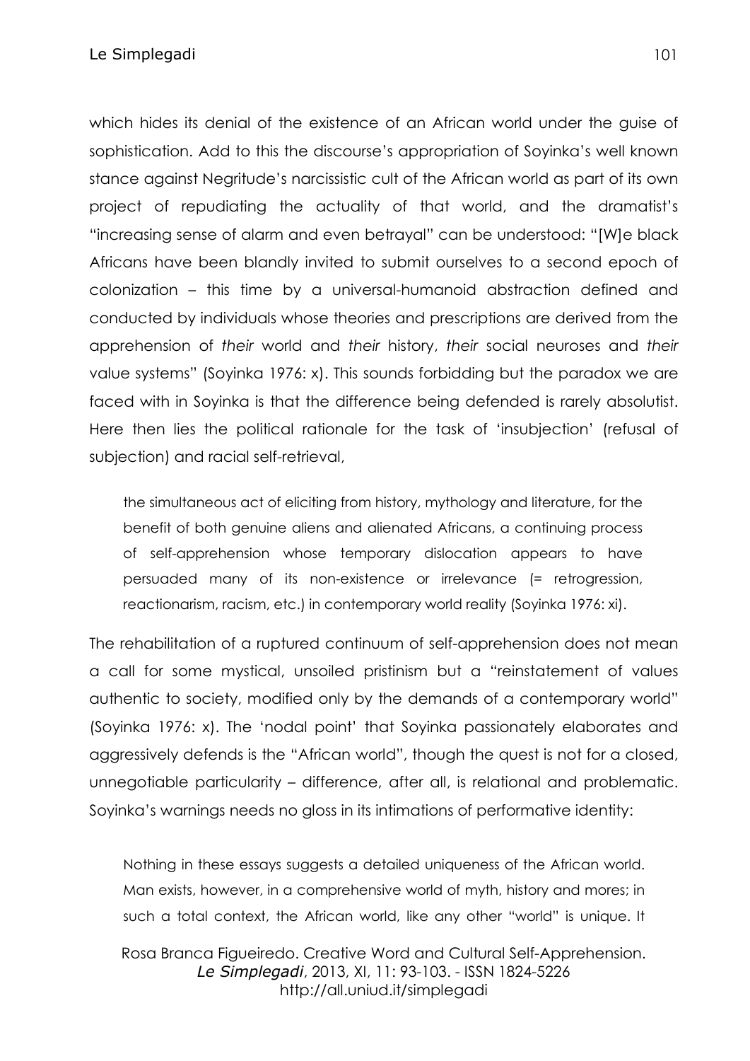which hides its denial of the existence of an African world under the guise of sophistication. Add to this the discourse's appropriation of Soyinka's well known stance against Negritude's narcissistic cult of the African world as part of its own project of repudiating the actuality of that world, and the dramatist's "increasing sense of alarm and even betrayal" can be understood: "[W]e black Africans have been blandly invited to submit ourselves to a second epoch of colonization – this time by a universal-humanoid abstraction defined and conducted by individuals whose theories and prescriptions are derived from the apprehension of *their* world and *their* history, *their* social neuroses and *their* value systems" (Soyinka 1976: x). This sounds forbidding but the paradox we are faced with in Soyinka is that the difference being defended is rarely absolutist. Here then lies the political rationale for the task of 'insubjection' (refusal of subjection) and racial self-retrieval,

> the simultaneous act of eliciting from history, mythology and literature, for the benefit of both genuine aliens and alienated Africans, a continuing process of self-apprehension whose temporary dislocation appears to have persuaded many of its non-existence or irrelevance (= retrogression, reactionarism, racism, etc.) in contemporary world reality (Soyinka 1976: xi).

The rehabilitation of a ruptured continuum of self-apprehension does not mean a call for some mystical, unsoiled pristinism but a "reinstatement of values authentic to society, modified only by the demands of a contemporary world" (Soyinka 1976: x). The 'nodal point' that Soyinka passionately elaborates and aggressively defends is the "African world", though the quest is not for a closed, unnegotiable particularity – difference, after all, is relational and problematic. Soyinka's warnings needs no gloss in its intimations of performative identity:

> Nothing in these essays suggests a detailed uniqueness of the African world. Man exists, however, in a comprehensive world of myth, history and mores; in such a total context, the African world, like any other "world" is unique. It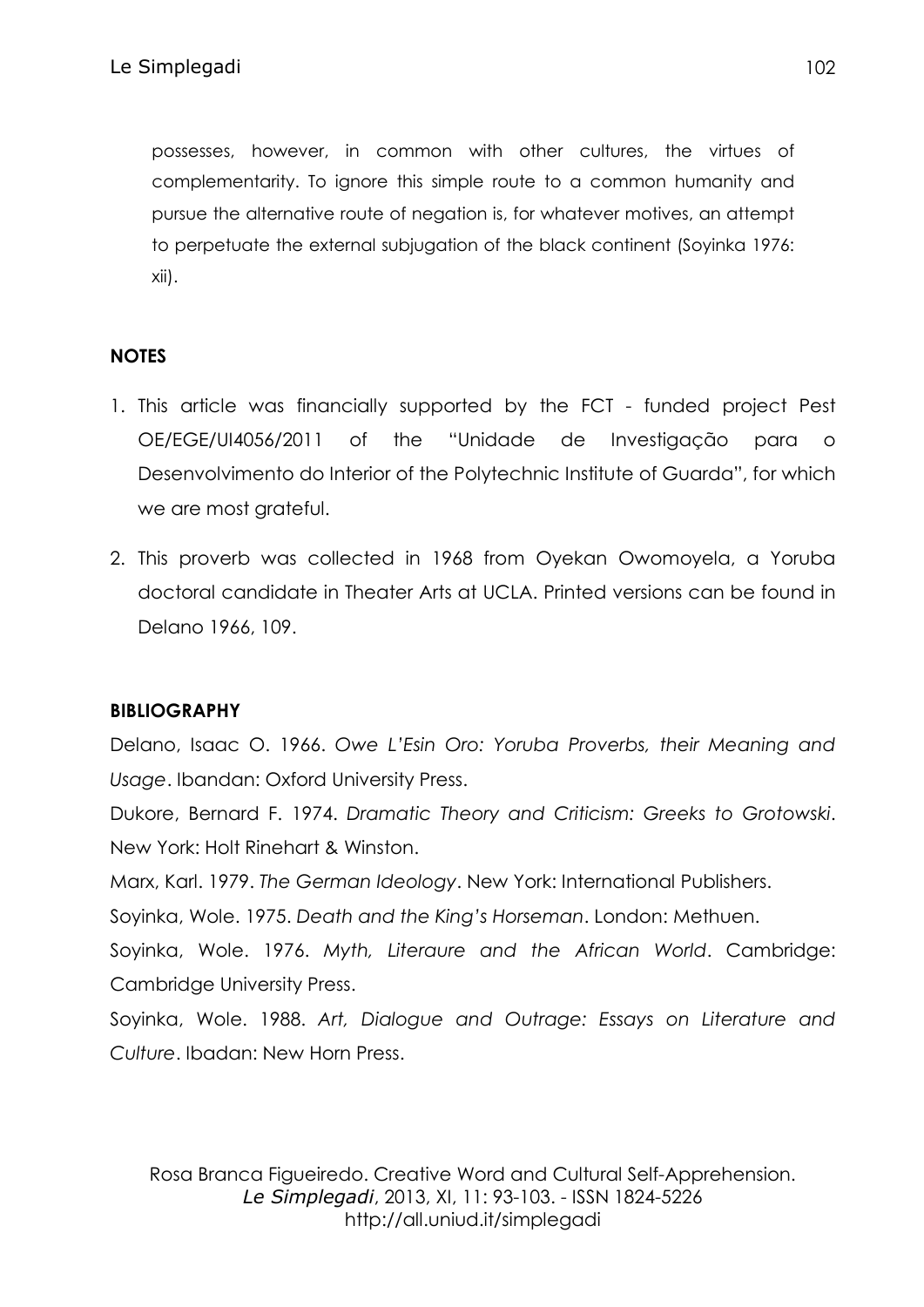possesses, however, in common with other cultures, the virtues of complementarity. To ignore this simple route to a common humanity and pursue the alternative route of negation is, for whatever motives, an attempt to perpetuate the external subjugation of the black continent (Soyinka 1976: xii).

## NOTES

1. This article was financially supported by the FCT - funded project Pest OE/EGE/UI4056/2011 of the "Unidade de Investigação para o Desenvolvimento do Interior of the Polytechnic Institute of Guarda", for which we are most grateful.
2. This proverb was collected in 1968 from Oyekan Owomoyela, a Yoruba doctoral candidate in Theater Arts at UCLA. Printed versions can be found in Delano 1966, 109.

## BIBLIOGRAPHY

Delano, Isaac O. 1966. *Owe L'Esin Oro: Yoruba Proverbs, their Meaning and Usage*. Ibandan: Oxford University Press.

Dukore, Bernard F. 1974. *Dramatic Theory and Criticism: Greeks to Grotowski*. New York: Holt Rinehart & Winston.

Marx, Karl. 1979. *The German Ideology*. New York: International Publishers.

Soyinka, Wole. 1975. *Death and the King's Horseman*. London: Methuen.

Soyinka, Wole. 1976. *Myth, Literaure and the African World*. Cambridge: Cambridge University Press.

Soyinka, Wole. 1988. *Art, Dialogue and Outrage: Essays on Literature and Culture*. Ibadan: New Horn Press.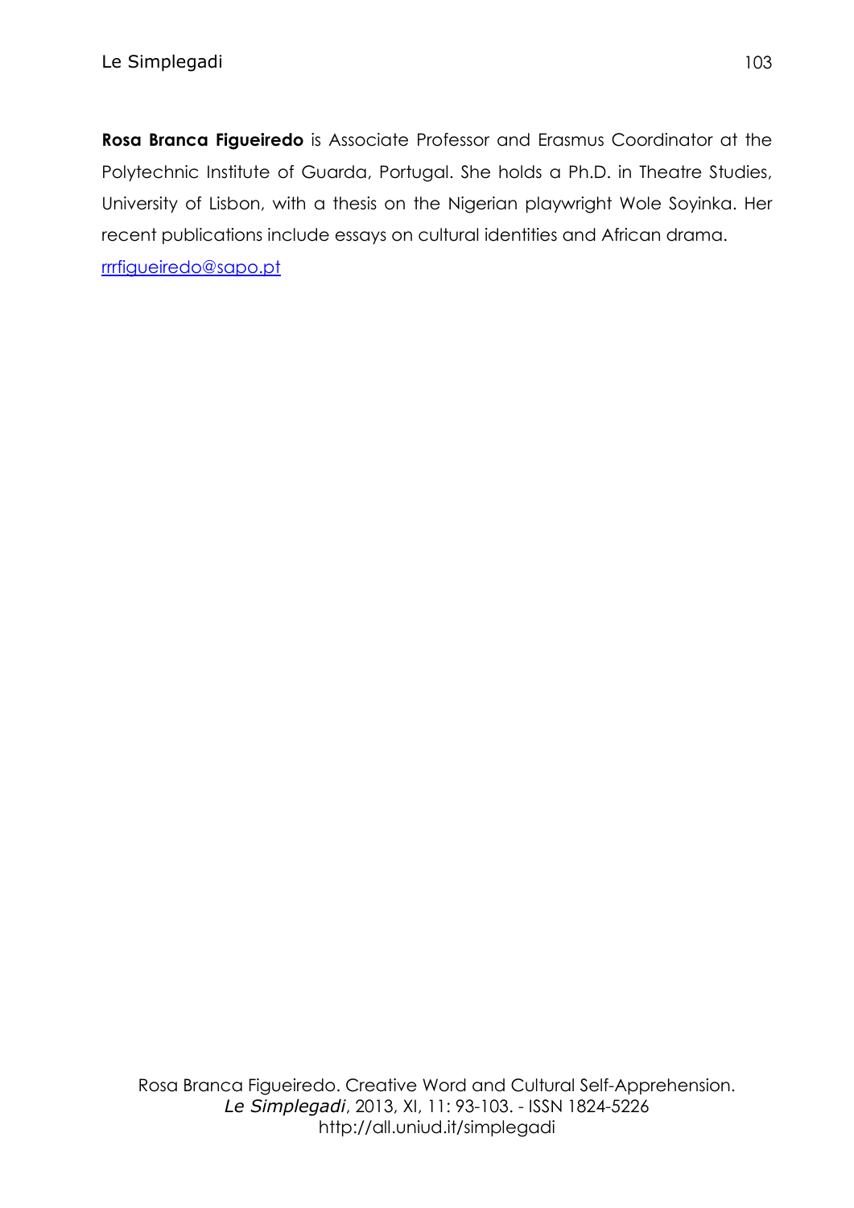**Rosa Branca Figueiredo** is Associate Professor and Erasmus Coordinator at the Polytechnic Institute of Guarda, Portugal. She holds a Ph.D. in Theatre Studies, University of Lisbon, with a thesis on the Nigerian playwright Wole Soyinka. Her recent publications include essays on cultural identities and African drama.
rrrfigueiredo@sapo.pt